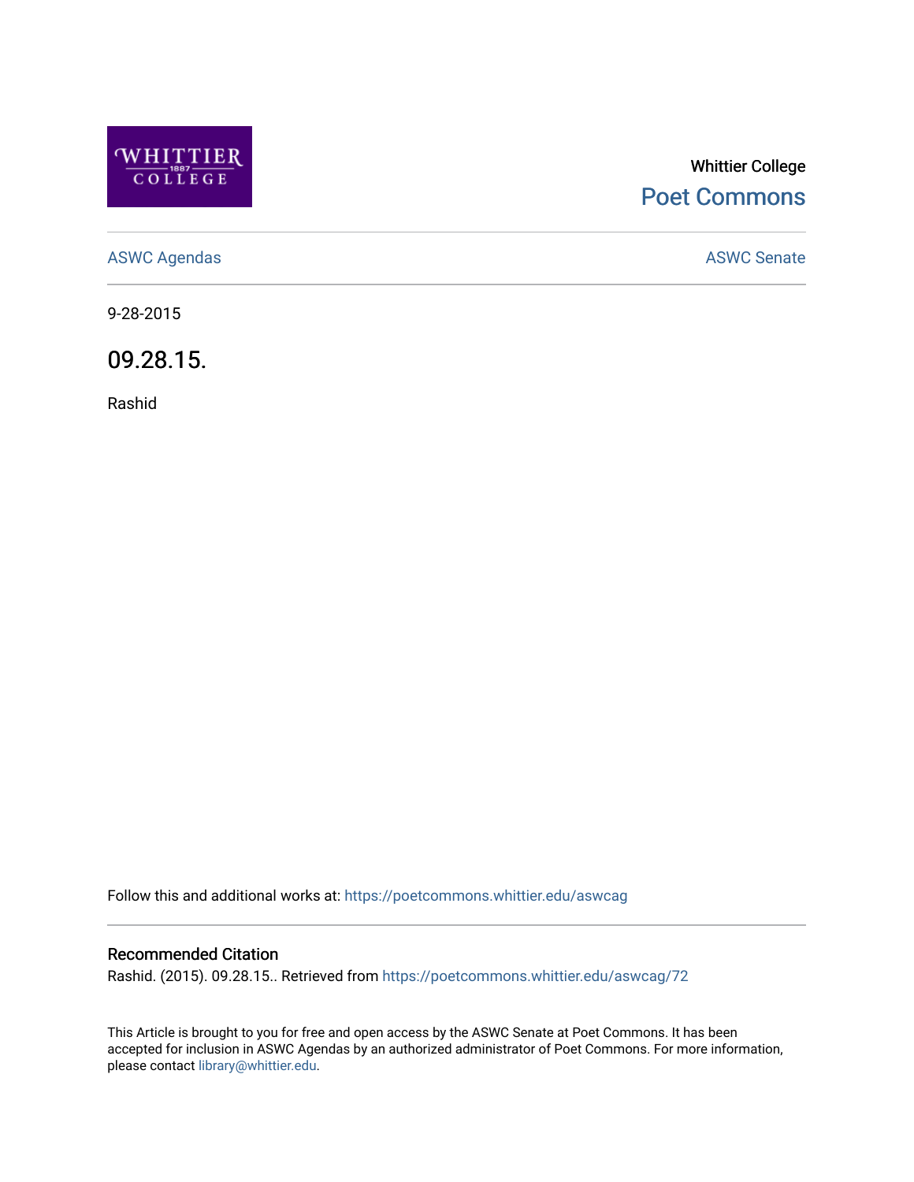Whittier College

Poet Commons

ASWC Agendas

ASWC Senate

9-28-2015

# 09.28.15.

Rashid

Follow this and additional works at: https://poetcommons.whittier.edu/aswcag

## Recommended Citation

Rashid. (2015). 09.28.15.. Retrieved from https://poetcommons.whittier.edu/aswcag/72

This Article is brought to you for free and open access by the ASWC Senate at Poet Commons. It has been accepted for inclusion in ASWC Agendas by an authorized administrator of Poet Commons. For more information, please contact library@whittier.edu.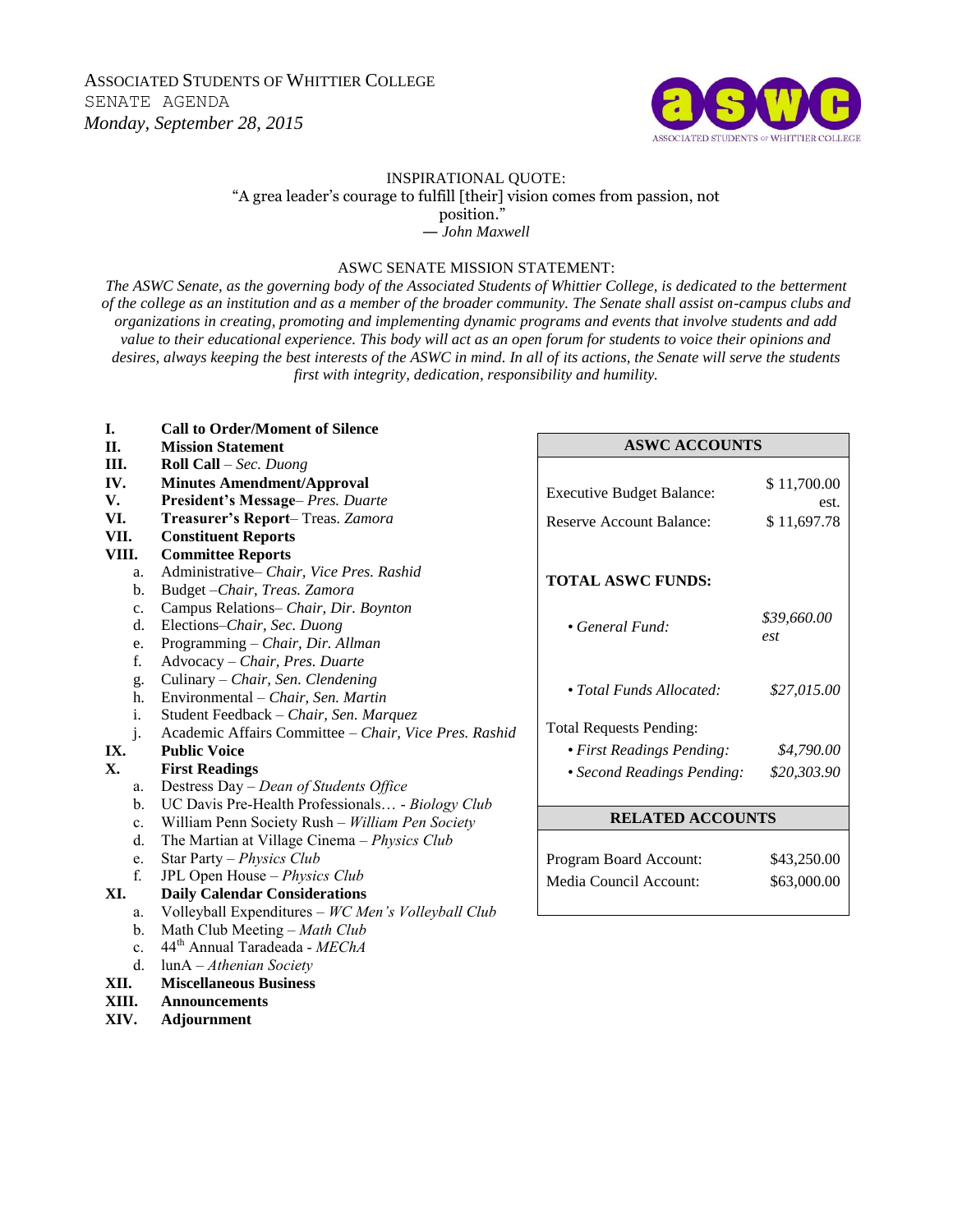ASSOCIATED STUDENTS OF WHITTIER COLLEGE
SENATE AGENDA
*Monday, September 28, 2015*

INSPIRATIONAL QUOTE:
"A grea leader's courage to fulfill [their] vision comes from passion, not position."
— *John Maxwell*

ASWC SENATE MISSION STATEMENT:
*The ASWC Senate, as the governing body of the Associated Students of Whittier College, is dedicated to the betterment of the college as an institution and as a member of the broader community. The Senate shall assist on-campus clubs and organizations in creating, promoting and implementing dynamic programs and events that involve students and add value to their educational experience. This body will act as an open forum for students to voice their opinions and desires, always keeping the best interests of the ASWC in mind. In all of its actions, the Senate will serve the students first with integrity, dedication, responsibility and humility.*

- **I. Call to Order/Moment of Silence**
- **II. Mission Statement**
- **III. Roll Call** – *Sec. Duong*
- **IV. Minutes Amendment/Approval**
- **V. President's Message**– *Pres. Duarte*
- **VI. Treasurer's Report**– Treas. *Zamora*
- **VII. Constituent Reports**
- **VIII. Committee Reports**
  - a. Administrative– *Chair, Vice Pres. Rashid*
  - b. Budget –*Chair, Treas. Zamora*
  - c. Campus Relations– *Chair, Dir. Boynton*
  - d. Elections–*Chair, Sec. Duong*
  - e. Programming – *Chair, Dir. Allman*
  - f. Advocacy – *Chair, Pres. Duarte*
  - g. Culinary – *Chair, Sen. Clendening*
  - h. Environmental – *Chair, Sen. Martin*
  - i. Student Feedback – *Chair, Sen. Marquez*
  - j. Academic Affairs Committee – *Chair, Vice Pres. Rashid*
- **IX. Public Voice**
- **X. First Readings**
  - a. Destress Day – *Dean of Students Office*
  - b. UC Davis Pre-Health Professionals… - *Biology Club*
  - c. William Penn Society Rush – *William Pen Society*
  - d. The Martian at Village Cinema – *Physics Club*
  - e. Star Party – *Physics Club*
  - f. JPL Open House – *Physics Club*
- **XI. Daily Calendar Considerations**
  - a. Volleyball Expenditures – *WC Men's Volleyball Club*
  - b. Math Club Meeting – *Math Club*
  - c. 44th Annual Taradeada - *MEChA*
  - d. lunA – *Athenian Society*
- **XII. Miscellaneous Business**
- **XIII. Announcements**
- **XIV. Adjournment**

| ASWC ACCOUNTS | |
|---|---|
| Executive Budget Balance: | $ 11,700.00 est. |
| Reserve Account Balance: | $ 11,697.78 |
| **TOTAL ASWC FUNDS:** | |
| • *General Fund:* | *$39,660.00 est* |
| • *Total Funds Allocated:* | *$27,015.00* |
| Total Requests Pending: | |
| • *First Readings Pending:* | *$4,790.00* |
| • *Second Readings Pending:* | *$20,303.90* |
| **RELATED ACCOUNTS** | |
| Program Board Account: | $43,250.00 |
| Media Council Account: | $63,000.00 |